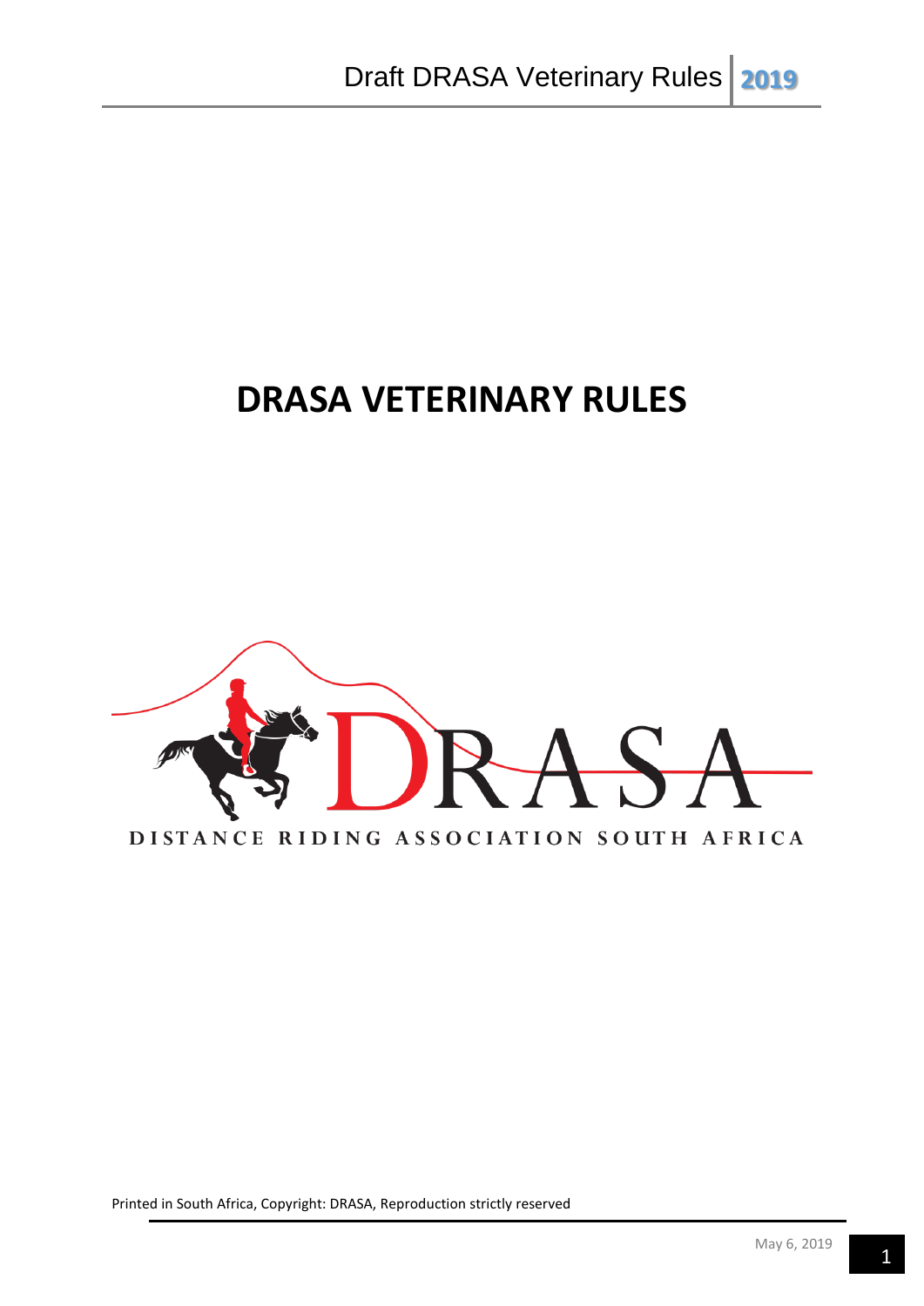# DRASA VETERINARY RULES

DRASA

DISTANCE RIDING ASSOCIATION SOUTH AFRICA

Printed in South Africa, Copyright: DRASA, Reproduction strictly reserved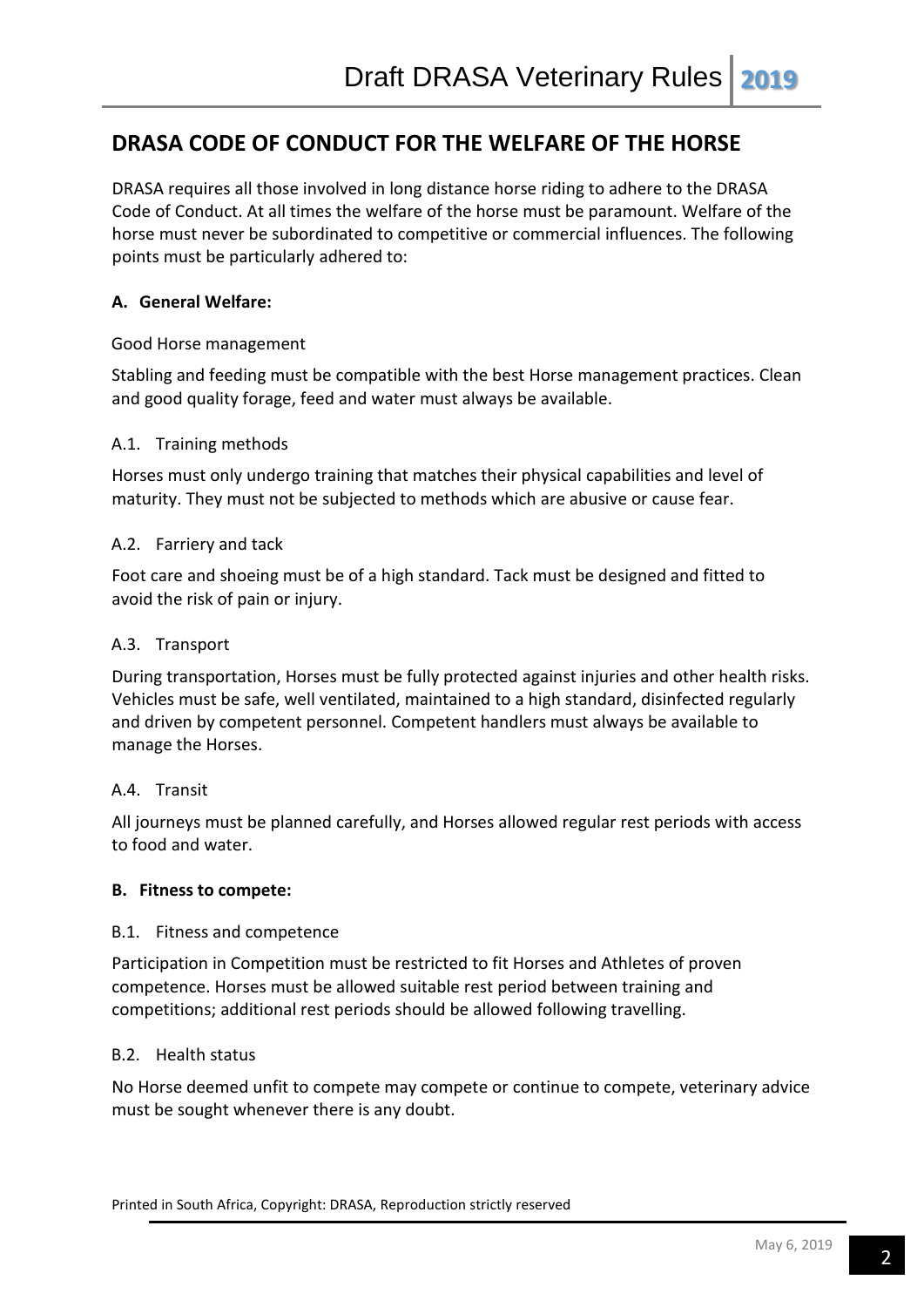## DRASA CODE OF CONDUCT FOR THE WELFARE OF THE HORSE

DRASA requires all those involved in long distance horse riding to adhere to the DRASA Code of Conduct. At all times the welfare of the horse must be paramount. Welfare of the horse must never be subordinated to competitive or commercial influences. The following points must be particularly adhered to:

### A. General Welfare:

Good Horse management

Stabling and feeding must be compatible with the best Horse management practices. Clean and good quality forage, feed and water must always be available.

A.1. Training methods

Horses must only undergo training that matches their physical capabilities and level of maturity. They must not be subjected to methods which are abusive or cause fear.

A.2. Farriery and tack

Foot care and shoeing must be of a high standard. Tack must be designed and fitted to avoid the risk of pain or injury.

A.3. Transport

During transportation, Horses must be fully protected against injuries and other health risks. Vehicles must be safe, well ventilated, maintained to a high standard, disinfected regularly and driven by competent personnel. Competent handlers must always be available to manage the Horses.

A.4. Transit

All journeys must be planned carefully, and Horses allowed regular rest periods with access to food and water.

### B. Fitness to compete:

B.1. Fitness and competence

Participation in Competition must be restricted to fit Horses and Athletes of proven competence. Horses must be allowed suitable rest period between training and competitions; additional rest periods should be allowed following travelling.

B.2. Health status

No Horse deemed unfit to compete may compete or continue to compete, veterinary advice must be sought whenever there is any doubt.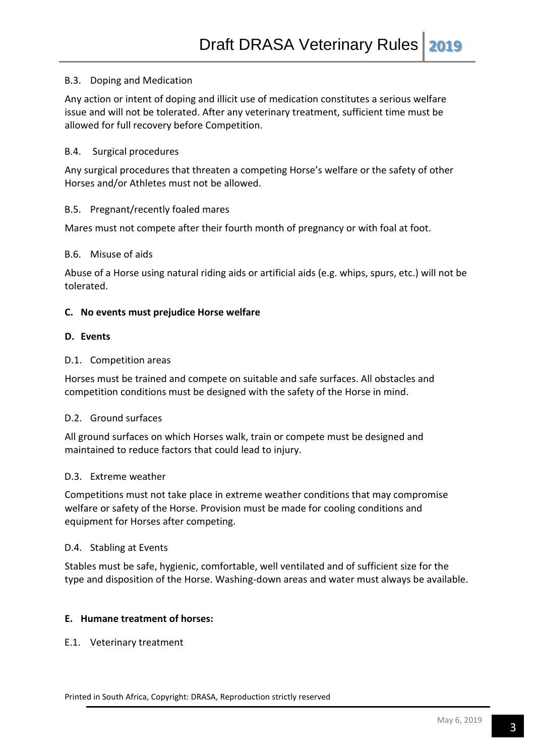### B.3. Doping and Medication

Any action or intent of doping and illicit use of medication constitutes a serious welfare issue and will not be tolerated. After any veterinary treatment, sufficient time must be allowed for full recovery before Competition.

### B.4. Surgical procedures

Any surgical procedures that threaten a competing Horse's welfare or the safety of other Horses and/or Athletes must not be allowed.

### B.5. Pregnant/recently foaled mares

Mares must not compete after their fourth month of pregnancy or with foal at foot.

### B.6. Misuse of aids

Abuse of a Horse using natural riding aids or artificial aids (e.g. whips, spurs, etc.) will not be tolerated.

## C. No events must prejudice Horse welfare

## D. Events

### D.1. Competition areas

Horses must be trained and compete on suitable and safe surfaces. All obstacles and competition conditions must be designed with the safety of the Horse in mind.

### D.2. Ground surfaces

All ground surfaces on which Horses walk, train or compete must be designed and maintained to reduce factors that could lead to injury.

### D.3. Extreme weather

Competitions must not take place in extreme weather conditions that may compromise welfare or safety of the Horse. Provision must be made for cooling conditions and equipment for Horses after competing.

### D.4. Stabling at Events

Stables must be safe, hygienic, comfortable, well ventilated and of sufficient size for the type and disposition of the Horse. Washing-down areas and water must always be available.

## E. Humane treatment of horses:

### E.1. Veterinary treatment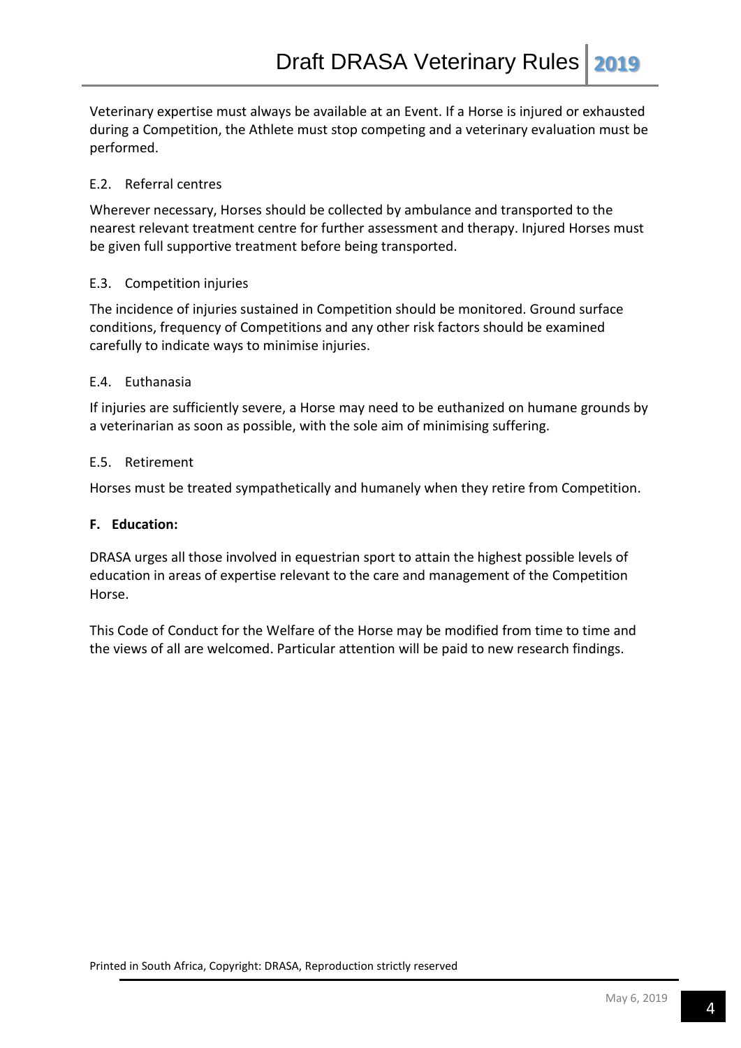Veterinary expertise must always be available at an Event. If a Horse is injured or exhausted during a Competition, the Athlete must stop competing and a veterinary evaluation must be performed.

### E.2. Referral centres

Wherever necessary, Horses should be collected by ambulance and transported to the nearest relevant treatment centre for further assessment and therapy. Injured Horses must be given full supportive treatment before being transported.

### E.3. Competition injuries

The incidence of injuries sustained in Competition should be monitored. Ground surface conditions, frequency of Competitions and any other risk factors should be examined carefully to indicate ways to minimise injuries.

### E.4. Euthanasia

If injuries are sufficiently severe, a Horse may need to be euthanized on humane grounds by a veterinarian as soon as possible, with the sole aim of minimising suffering.

### E.5. Retirement

Horses must be treated sympathetically and humanely when they retire from Competition.

## F. Education:

DRASA urges all those involved in equestrian sport to attain the highest possible levels of education in areas of expertise relevant to the care and management of the Competition Horse.

This Code of Conduct for the Welfare of the Horse may be modified from time to time and the views of all are welcomed. Particular attention will be paid to new research findings.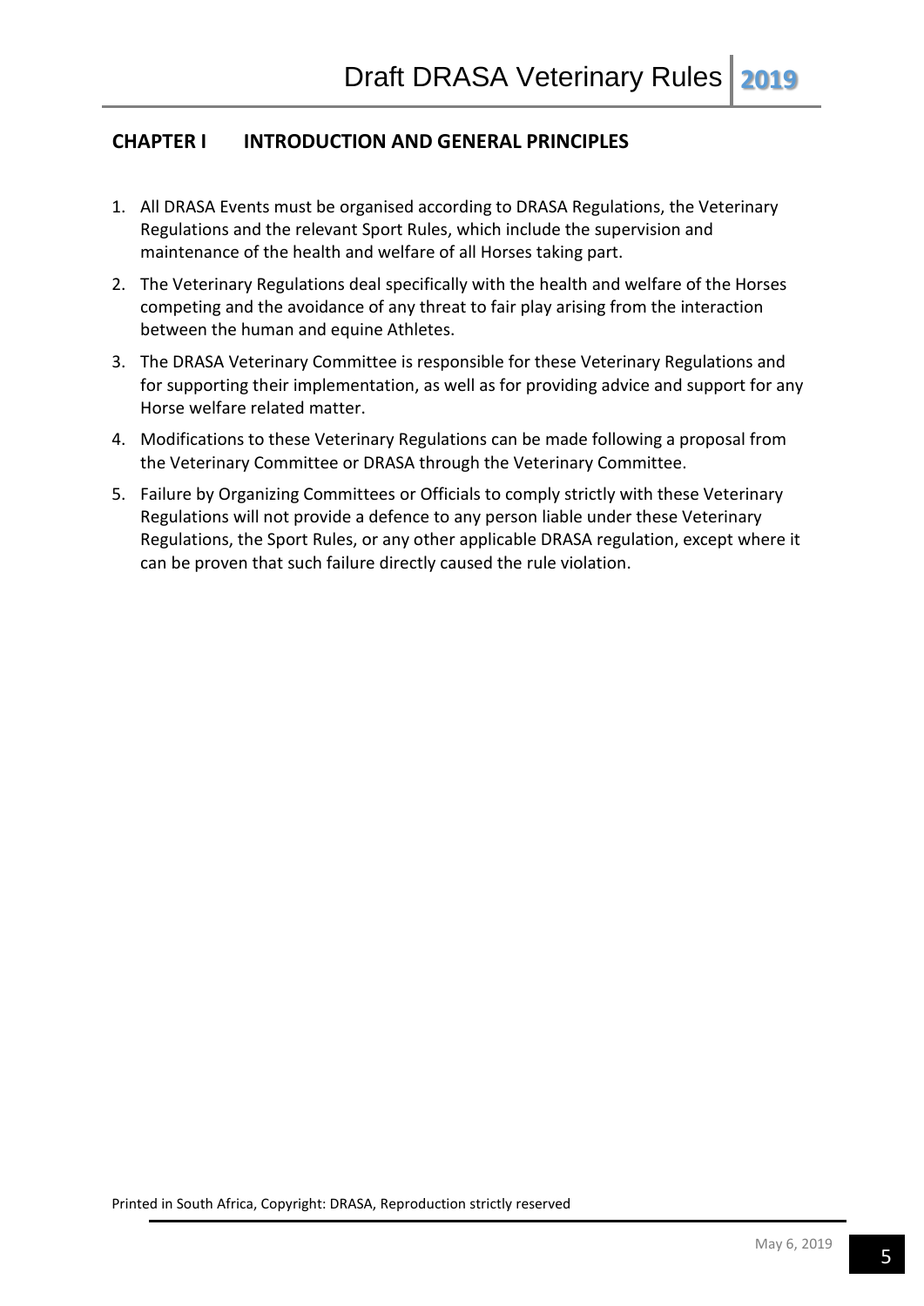## CHAPTER I INTRODUCTION AND GENERAL PRINCIPLES

1. All DRASA Events must be organised according to DRASA Regulations, the Veterinary Regulations and the relevant Sport Rules, which include the supervision and maintenance of the health and welfare of all Horses taking part.
2. The Veterinary Regulations deal specifically with the health and welfare of the Horses competing and the avoidance of any threat to fair play arising from the interaction between the human and equine Athletes.
3. The DRASA Veterinary Committee is responsible for these Veterinary Regulations and for supporting their implementation, as well as for providing advice and support for any Horse welfare related matter.
4. Modifications to these Veterinary Regulations can be made following a proposal from the Veterinary Committee or DRASA through the Veterinary Committee.
5. Failure by Organizing Committees or Officials to comply strictly with these Veterinary Regulations will not provide a defence to any person liable under these Veterinary Regulations, the Sport Rules, or any other applicable DRASA regulation, except where it can be proven that such failure directly caused the rule violation.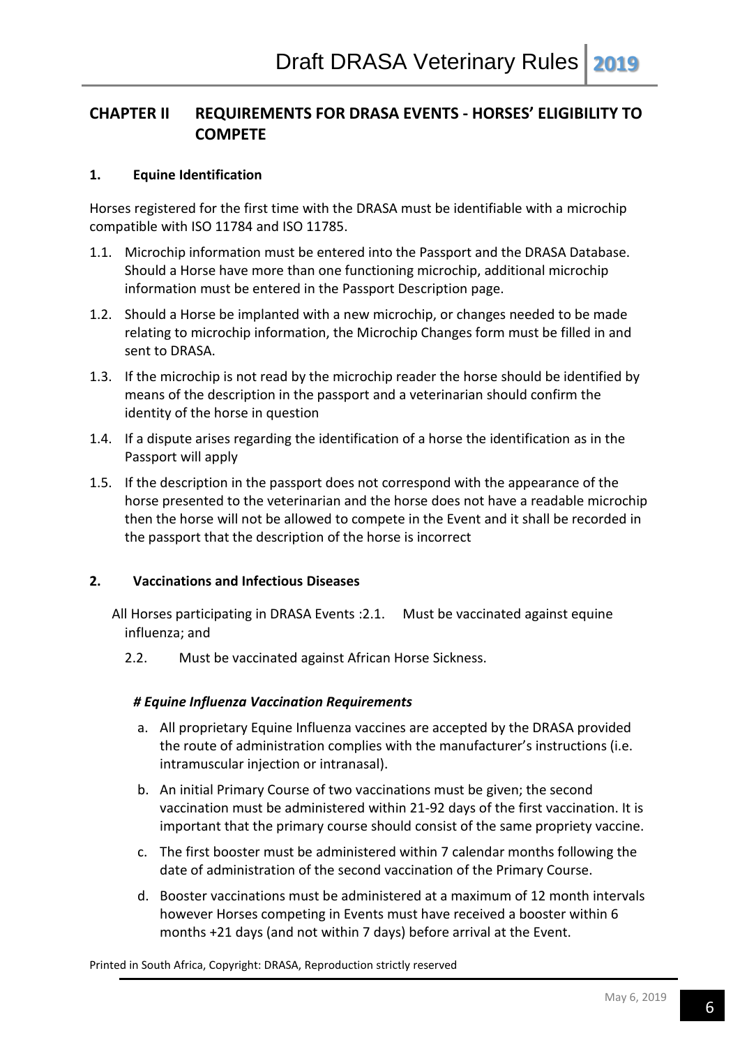## CHAPTER II REQUIREMENTS FOR DRASA EVENTS - HORSES' ELIGIBILITY TO COMPETE

### 1. Equine Identification

Horses registered for the first time with the DRASA must be identifiable with a microchip compatible with ISO 11784 and ISO 11785.

1.1. Microchip information must be entered into the Passport and the DRASA Database. Should a Horse have more than one functioning microchip, additional microchip information must be entered in the Passport Description page.

1.2. Should a Horse be implanted with a new microchip, or changes needed to be made relating to microchip information, the Microchip Changes form must be filled in and sent to DRASA.

1.3. If the microchip is not read by the microchip reader the horse should be identified by means of the description in the passport and a veterinarian should confirm the identity of the horse in question

1.4. If a dispute arises regarding the identification of a horse the identification as in the Passport will apply

1.5. If the description in the passport does not correspond with the appearance of the horse presented to the veterinarian and the horse does not have a readable microchip then the horse will not be allowed to compete in the Event and it shall be recorded in the passport that the description of the horse is incorrect

### 2. Vaccinations and Infectious Diseases

All Horses participating in DRASA Events :2.1. Must be vaccinated against equine influenza; and

2.2. Must be vaccinated against African Horse Sickness.

***# Equine Influenza Vaccination Requirements***

a. All proprietary Equine Influenza vaccines are accepted by the DRASA provided the route of administration complies with the manufacturer's instructions (i.e. intramuscular injection or intranasal).

b. An initial Primary Course of two vaccinations must be given; the second vaccination must be administered within 21-92 days of the first vaccination. It is important that the primary course should consist of the same propriety vaccine.

c. The first booster must be administered within 7 calendar months following the date of administration of the second vaccination of the Primary Course.

d. Booster vaccinations must be administered at a maximum of 12 month intervals however Horses competing in Events must have received a booster within 6 months +21 days (and not within 7 days) before arrival at the Event.

Printed in South Africa, Copyright: DRASA, Reproduction strictly reserved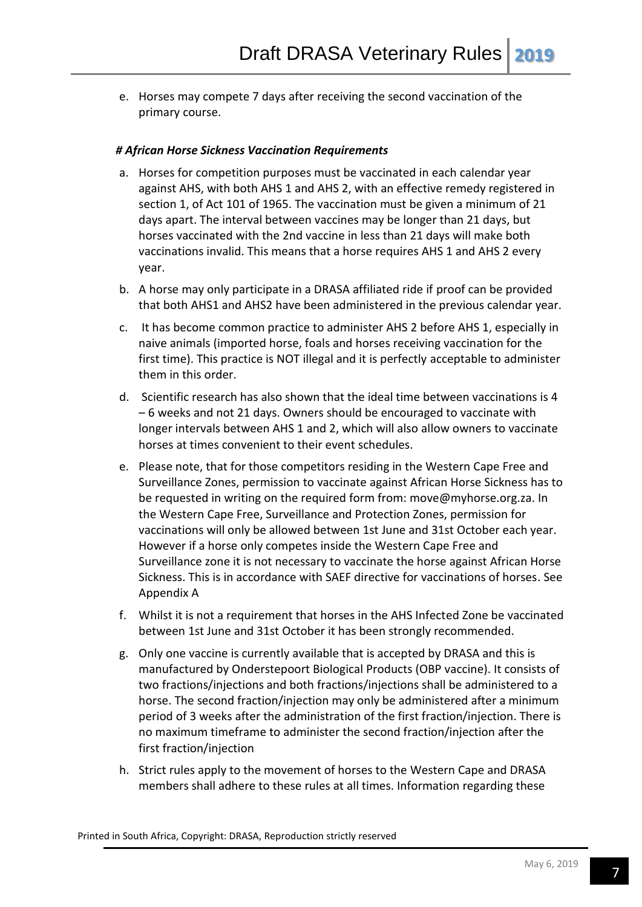e. Horses may compete 7 days after receiving the second vaccination of the primary course.

***# African Horse Sickness Vaccination Requirements***

a. Horses for competition purposes must be vaccinated in each calendar year against AHS, with both AHS 1 and AHS 2, with an effective remedy registered in section 1, of Act 101 of 1965. The vaccination must be given a minimum of 21 days apart. The interval between vaccines may be longer than 21 days, but horses vaccinated with the 2nd vaccine in less than 21 days will make both vaccinations invalid. This means that a horse requires AHS 1 and AHS 2 every year.

b. A horse may only participate in a DRASA affiliated ride if proof can be provided that both AHS1 and AHS2 have been administered in the previous calendar year.

c. It has become common practice to administer AHS 2 before AHS 1, especially in naive animals (imported horse, foals and horses receiving vaccination for the first time). This practice is NOT illegal and it is perfectly acceptable to administer them in this order.

d. Scientific research has also shown that the ideal time between vaccinations is 4 – 6 weeks and not 21 days. Owners should be encouraged to vaccinate with longer intervals between AHS 1 and 2, which will also allow owners to vaccinate horses at times convenient to their event schedules.

e. Please note, that for those competitors residing in the Western Cape Free and Surveillance Zones, permission to vaccinate against African Horse Sickness has to be requested in writing on the required form from: move@myhorse.org.za. In the Western Cape Free, Surveillance and Protection Zones, permission for vaccinations will only be allowed between 1st June and 31st October each year. However if a horse only competes inside the Western Cape Free and Surveillance zone it is not necessary to vaccinate the horse against African Horse Sickness. This is in accordance with SAEF directive for vaccinations of horses. See Appendix A

f. Whilst it is not a requirement that horses in the AHS Infected Zone be vaccinated between 1st June and 31st October it has been strongly recommended.

g. Only one vaccine is currently available that is accepted by DRASA and this is manufactured by Onderstepoort Biological Products (OBP vaccine). It consists of two fractions/injections and both fractions/injections shall be administered to a horse. The second fraction/injection may only be administered after a minimum period of 3 weeks after the administration of the first fraction/injection. There is no maximum timeframe to administer the second fraction/injection after the first fraction/injection

h. Strict rules apply to the movement of horses to the Western Cape and DRASA members shall adhere to these rules at all times. Information regarding these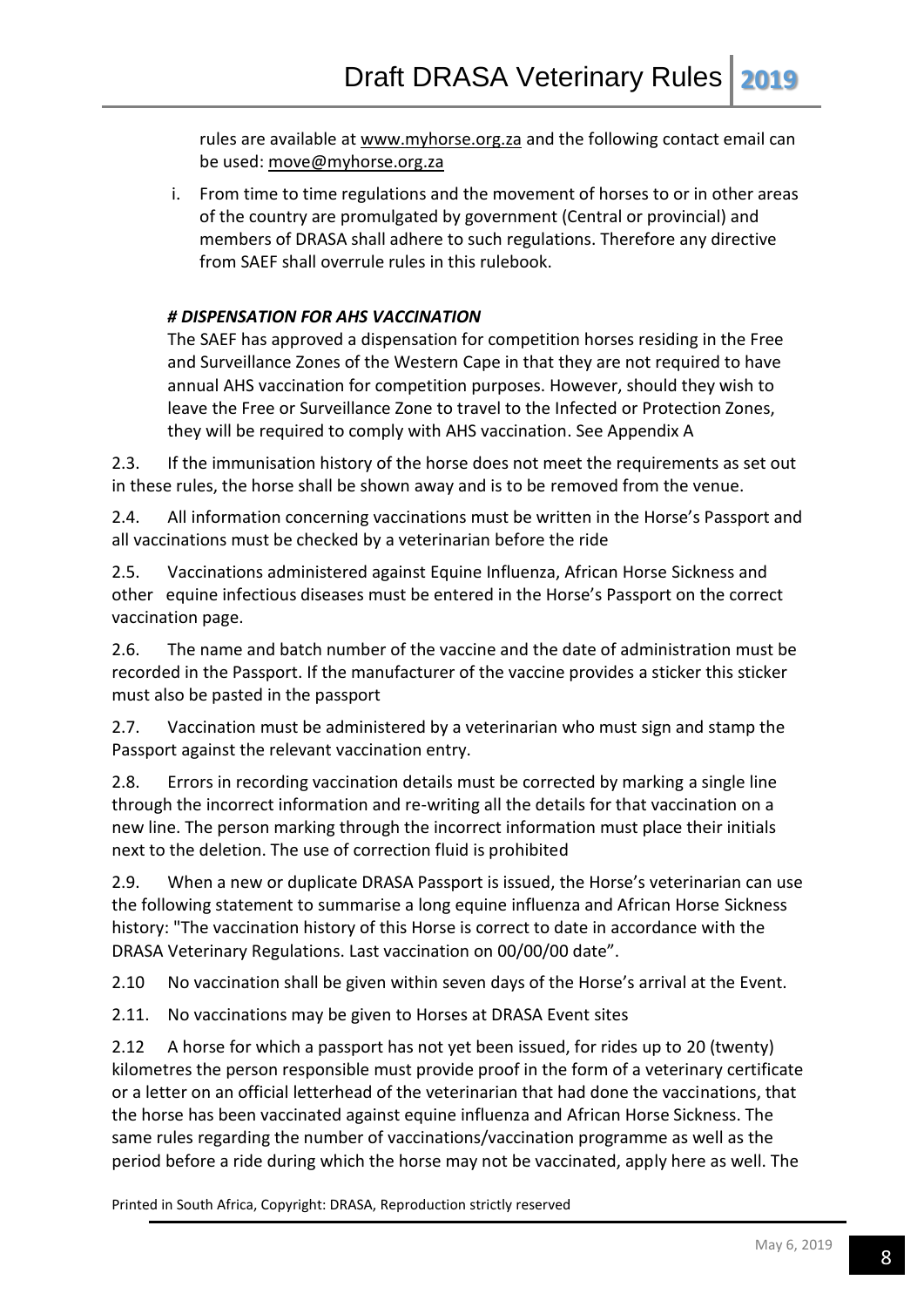rules are available at www.myhorse.org.za and the following contact email can be used: move@myhorse.org.za

i. From time to time regulations and the movement of horses to or in other areas of the country are promulgated by government (Central or provincial) and members of DRASA shall adhere to such regulations. Therefore any directive from SAEF shall overrule rules in this rulebook.

***# DISPENSATION FOR AHS VACCINATION***

The SAEF has approved a dispensation for competition horses residing in the Free and Surveillance Zones of the Western Cape in that they are not required to have annual AHS vaccination for competition purposes. However, should they wish to leave the Free or Surveillance Zone to travel to the Infected or Protection Zones, they will be required to comply with AHS vaccination. See Appendix A

2.3. If the immunisation history of the horse does not meet the requirements as set out in these rules, the horse shall be shown away and is to be removed from the venue.

2.4. All information concerning vaccinations must be written in the Horse's Passport and all vaccinations must be checked by a veterinarian before the ride

2.5. Vaccinations administered against Equine Influenza, African Horse Sickness and other equine infectious diseases must be entered in the Horse's Passport on the correct vaccination page.

2.6. The name and batch number of the vaccine and the date of administration must be recorded in the Passport. If the manufacturer of the vaccine provides a sticker this sticker must also be pasted in the passport

2.7. Vaccination must be administered by a veterinarian who must sign and stamp the Passport against the relevant vaccination entry.

2.8. Errors in recording vaccination details must be corrected by marking a single line through the incorrect information and re-writing all the details for that vaccination on a new line. The person marking through the incorrect information must place their initials next to the deletion. The use of correction fluid is prohibited

2.9. When a new or duplicate DRASA Passport is issued, the Horse's veterinarian can use the following statement to summarise a long equine influenza and African Horse Sickness history: "The vaccination history of this Horse is correct to date in accordance with the DRASA Veterinary Regulations. Last vaccination on 00/00/00 date".

2.10 No vaccination shall be given within seven days of the Horse's arrival at the Event.

2.11. No vaccinations may be given to Horses at DRASA Event sites

2.12 A horse for which a passport has not yet been issued, for rides up to 20 (twenty) kilometres the person responsible must provide proof in the form of a veterinary certificate or a letter on an official letterhead of the veterinarian that had done the vaccinations, that the horse has been vaccinated against equine influenza and African Horse Sickness. The same rules regarding the number of vaccinations/vaccination programme as well as the period before a ride during which the horse may not be vaccinated, apply here as well. The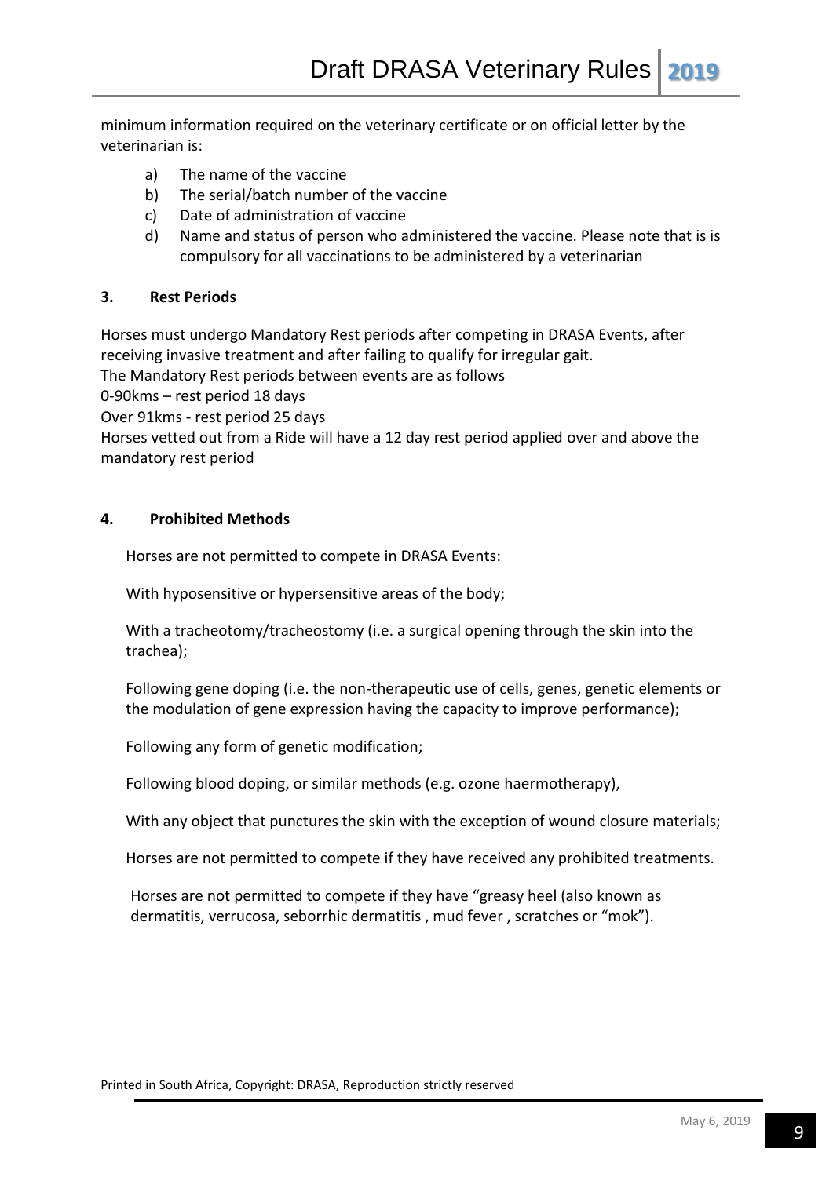minimum information required on the veterinary certificate or on official letter by the veterinarian is:

a) The name of the vaccine
b) The serial/batch number of the vaccine
c) Date of administration of vaccine
d) Name and status of person who administered the vaccine. Please note that is is compulsory for all vaccinations to be administered by a veterinarian

### 3. Rest Periods

Horses must undergo Mandatory Rest periods after competing in DRASA Events, after receiving invasive treatment and after failing to qualify for irregular gait.
The Mandatory Rest periods between events are as follows
0-90kms – rest period 18 days
Over 91kms - rest period 25 days
Horses vetted out from a Ride will have a 12 day rest period applied over and above the mandatory rest period

### 4. Prohibited Methods

Horses are not permitted to compete in DRASA Events:

With hyposensitive or hypersensitive areas of the body;

With a tracheotomy/tracheostomy (i.e. a surgical opening through the skin into the trachea);

Following gene doping (i.e. the non-therapeutic use of cells, genes, genetic elements or the modulation of gene expression having the capacity to improve performance);

Following any form of genetic modification;

Following blood doping, or similar methods (e.g. ozone haermotherapy),

With any object that punctures the skin with the exception of wound closure materials;

Horses are not permitted to compete if they have received any prohibited treatments.

Horses are not permitted to compete if they have "greasy heel (also known as dermatitis, verrucosa, seborrhic dermatitis , mud fever , scratches or "mok").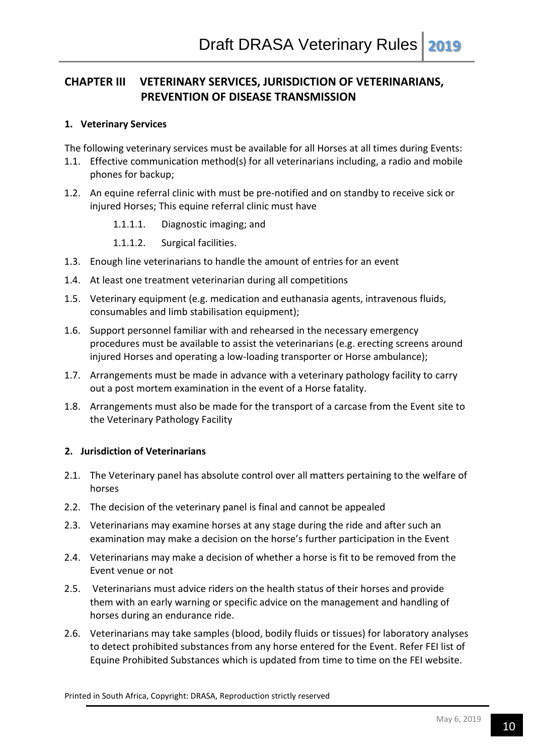## CHAPTER III VETERINARY SERVICES, JURISDICTION OF VETERINARIANS, PREVENTION OF DISEASE TRANSMISSION

### 1. Veterinary Services

The following veterinary services must be available for all Horses at all times during Events:

1.1. Effective communication method(s) for all veterinarians including, a radio and mobile phones for backup;

1.2. An equine referral clinic with must be pre-notified and on standby to receive sick or injured Horses; This equine referral clinic must have

- 1.1.1.1. Diagnostic imaging; and
- 1.1.1.2. Surgical facilities.

1.3. Enough line veterinarians to handle the amount of entries for an event

1.4. At least one treatment veterinarian during all competitions

1.5. Veterinary equipment (e.g. medication and euthanasia agents, intravenous fluids, consumables and limb stabilisation equipment);

1.6. Support personnel familiar with and rehearsed in the necessary emergency procedures must be available to assist the veterinarians (e.g. erecting screens around injured Horses and operating a low-loading transporter or Horse ambulance);

1.7. Arrangements must be made in advance with a veterinary pathology facility to carry out a post mortem examination in the event of a Horse fatality.

1.8. Arrangements must also be made for the transport of a carcase from the Event site to the Veterinary Pathology Facility

### 2. Jurisdiction of Veterinarians

2.1. The Veterinary panel has absolute control over all matters pertaining to the welfare of horses

2.2. The decision of the veterinary panel is final and cannot be appealed

2.3. Veterinarians may examine horses at any stage during the ride and after such an examination may make a decision on the horse's further participation in the Event

2.4. Veterinarians may make a decision of whether a horse is fit to be removed from the Event venue or not

2.5. Veterinarians must advice riders on the health status of their horses and provide them with an early warning or specific advice on the management and handling of horses during an endurance ride.

2.6. Veterinarians may take samples (blood, bodily fluids or tissues) for laboratory analyses to detect prohibited substances from any horse entered for the Event. Refer FEI list of Equine Prohibited Substances which is updated from time to time on the FEI website.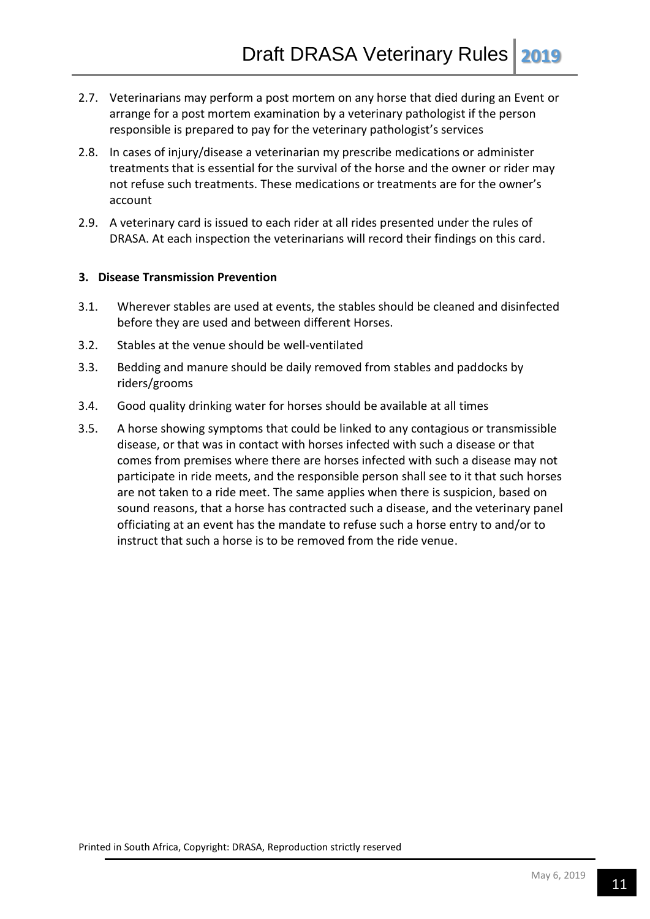2.7. Veterinarians may perform a post mortem on any horse that died during an Event or arrange for a post mortem examination by a veterinary pathologist if the person responsible is prepared to pay for the veterinary pathologist's services

2.8. In cases of injury/disease a veterinarian my prescribe medications or administer treatments that is essential for the survival of the horse and the owner or rider may not refuse such treatments. These medications or treatments are for the owner's account

2.9. A veterinary card is issued to each rider at all rides presented under the rules of DRASA. At each inspection the veterinarians will record their findings on this card.

## 3. Disease Transmission Prevention

3.1. Wherever stables are used at events, the stables should be cleaned and disinfected before they are used and between different Horses.

3.2. Stables at the venue should be well-ventilated

3.3. Bedding and manure should be daily removed from stables and paddocks by riders/grooms

3.4. Good quality drinking water for horses should be available at all times

3.5. A horse showing symptoms that could be linked to any contagious or transmissible disease, or that was in contact with horses infected with such a disease or that comes from premises where there are horses infected with such a disease may not participate in ride meets, and the responsible person shall see to it that such horses are not taken to a ride meet. The same applies when there is suspicion, based on sound reasons, that a horse has contracted such a disease, and the veterinary panel officiating at an event has the mandate to refuse such a horse entry to and/or to instruct that such a horse is to be removed from the ride venue.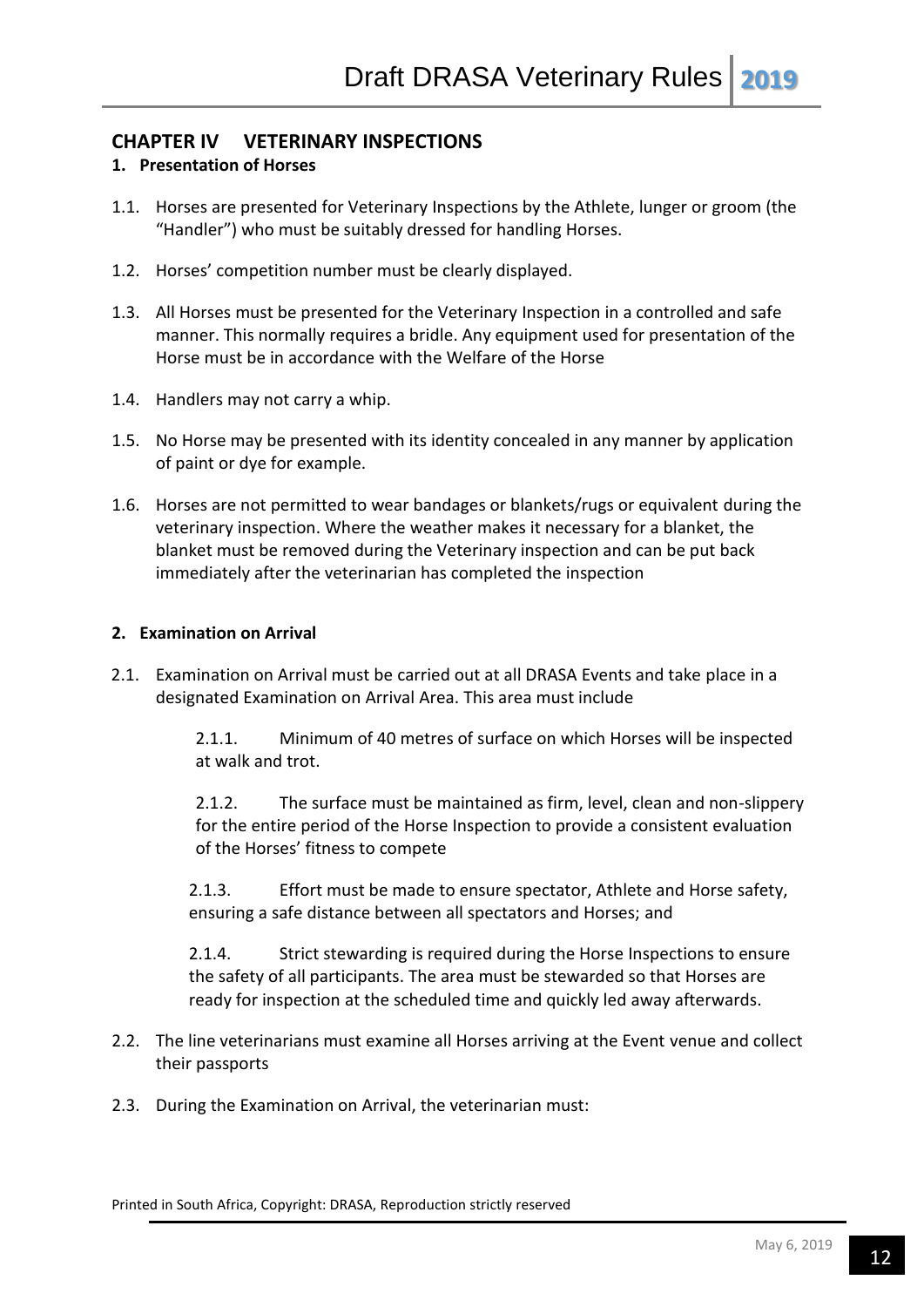## CHAPTER IV VETERINARY INSPECTIONS

### 1. Presentation of Horses

1.1. Horses are presented for Veterinary Inspections by the Athlete, lunger or groom (the "Handler") who must be suitably dressed for handling Horses.

1.2. Horses' competition number must be clearly displayed.

1.3. All Horses must be presented for the Veterinary Inspection in a controlled and safe manner. This normally requires a bridle. Any equipment used for presentation of the Horse must be in accordance with the Welfare of the Horse

1.4. Handlers may not carry a whip.

1.5. No Horse may be presented with its identity concealed in any manner by application of paint or dye for example.

1.6. Horses are not permitted to wear bandages or blankets/rugs or equivalent during the veterinary inspection. Where the weather makes it necessary for a blanket, the blanket must be removed during the Veterinary inspection and can be put back immediately after the veterinarian has completed the inspection

### 2. Examination on Arrival

2.1. Examination on Arrival must be carried out at all DRASA Events and take place in a designated Examination on Arrival Area. This area must include

2.1.1. Minimum of 40 metres of surface on which Horses will be inspected at walk and trot.

2.1.2. The surface must be maintained as firm, level, clean and non-slippery for the entire period of the Horse Inspection to provide a consistent evaluation of the Horses' fitness to compete

2.1.3. Effort must be made to ensure spectator, Athlete and Horse safety, ensuring a safe distance between all spectators and Horses; and

2.1.4. Strict stewarding is required during the Horse Inspections to ensure the safety of all participants. The area must be stewarded so that Horses are ready for inspection at the scheduled time and quickly led away afterwards.

2.2. The line veterinarians must examine all Horses arriving at the Event venue and collect their passports

2.3. During the Examination on Arrival, the veterinarian must: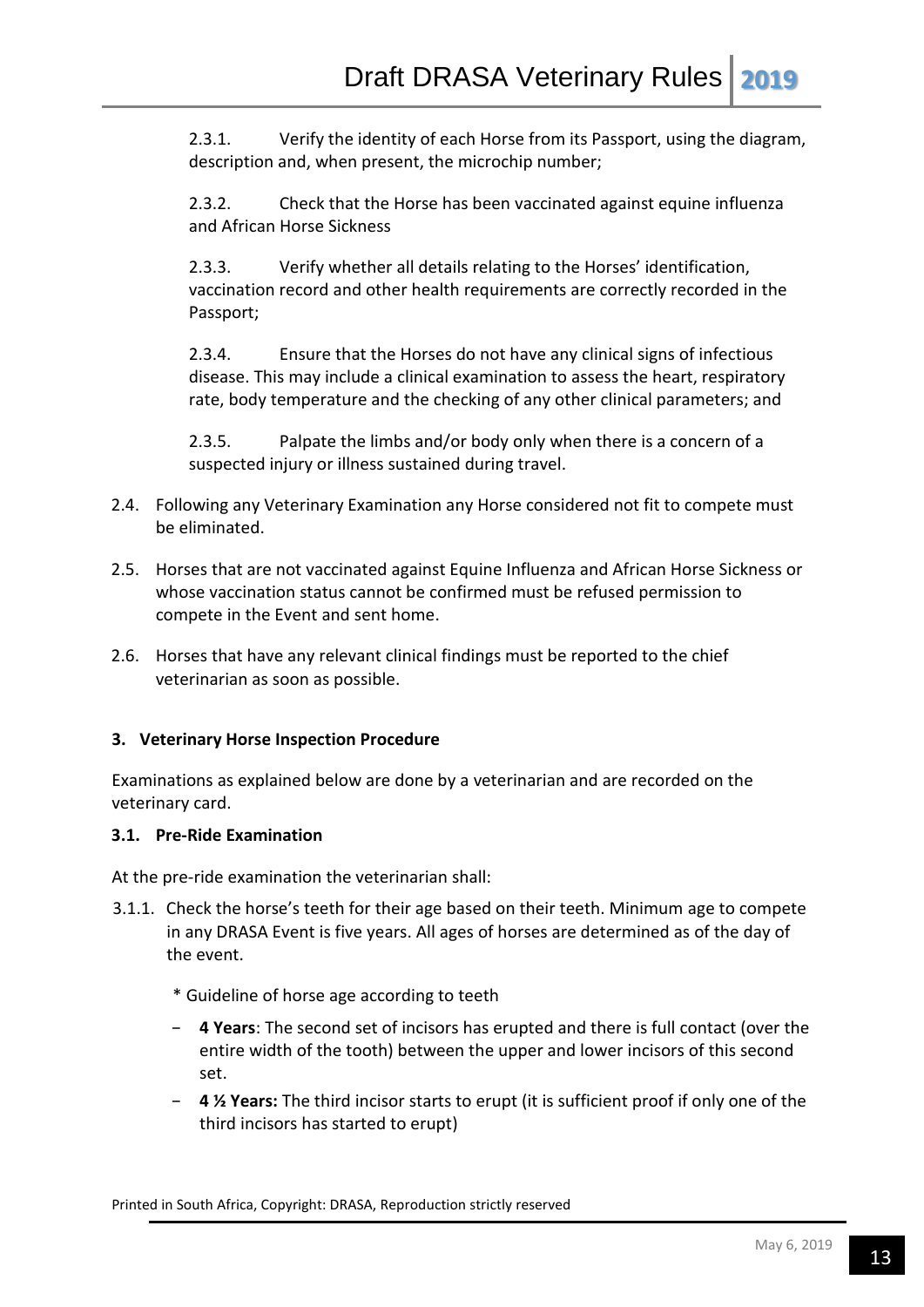2.3.1. Verify the identity of each Horse from its Passport, using the diagram, description and, when present, the microchip number;

2.3.2. Check that the Horse has been vaccinated against equine influenza and African Horse Sickness

2.3.3. Verify whether all details relating to the Horses' identification, vaccination record and other health requirements are correctly recorded in the Passport;

2.3.4. Ensure that the Horses do not have any clinical signs of infectious disease. This may include a clinical examination to assess the heart, respiratory rate, body temperature and the checking of any other clinical parameters; and

2.3.5. Palpate the limbs and/or body only when there is a concern of a suspected injury or illness sustained during travel.

2.4. Following any Veterinary Examination any Horse considered not fit to compete must be eliminated.

2.5. Horses that are not vaccinated against Equine Influenza and African Horse Sickness or whose vaccination status cannot be confirmed must be refused permission to compete in the Event and sent home.

2.6. Horses that have any relevant clinical findings must be reported to the chief veterinarian as soon as possible.

### 3. Veterinary Horse Inspection Procedure

Examinations as explained below are done by a veterinarian and are recorded on the veterinary card.

#### 3.1. Pre-Ride Examination

At the pre-ride examination the veterinarian shall:

3.1.1. Check the horse's teeth for their age based on their teeth. Minimum age to compete in any DRASA Event is five years. All ages of horses are determined as of the day of the event.

\* Guideline of horse age according to teeth

- **4 Years**: The second set of incisors has erupted and there is full contact (over the entire width of the tooth) between the upper and lower incisors of this second set.
- **4 ½ Years:** The third incisor starts to erupt (it is sufficient proof if only one of the third incisors has started to erupt)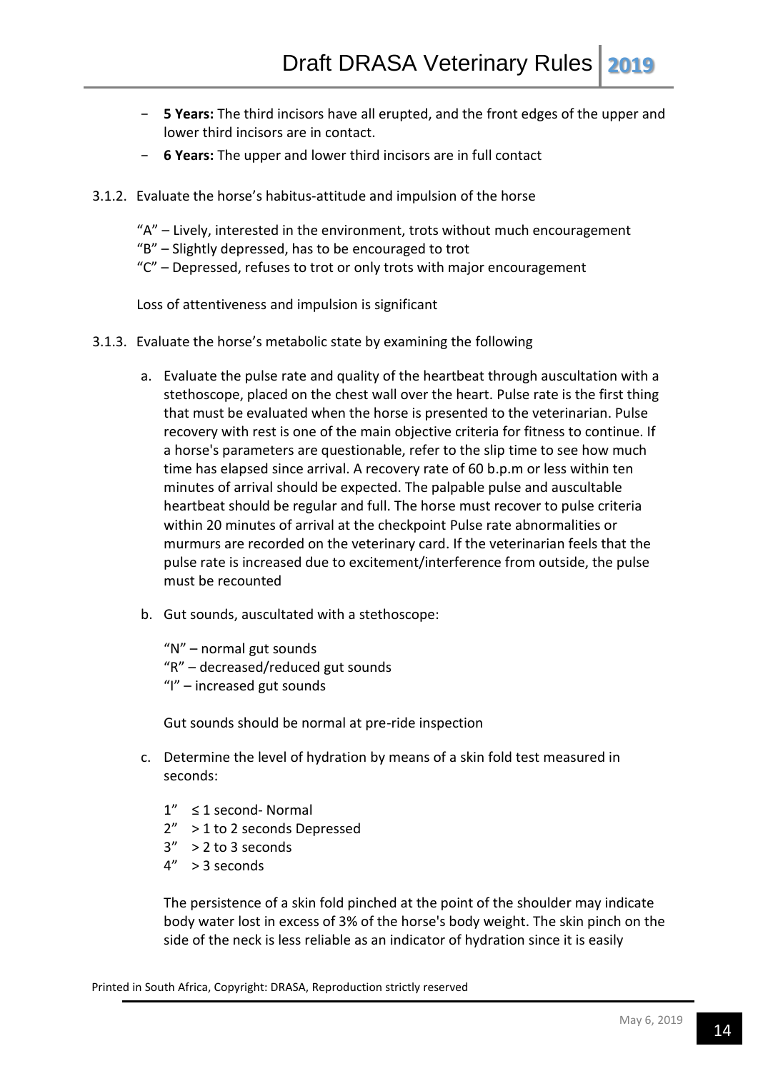- **5 Years:** The third incisors have all erupted, and the front edges of the upper and lower third incisors are in contact.
- **6 Years:** The upper and lower third incisors are in full contact

3.1.2. Evaluate the horse's habitus-attitude and impulsion of the horse

"A" – Lively, interested in the environment, trots without much encouragement
"B" – Slightly depressed, has to be encouraged to trot
"C" – Depressed, refuses to trot or only trots with major encouragement

Loss of attentiveness and impulsion is significant

3.1.3. Evaluate the horse's metabolic state by examining the following

a. Evaluate the pulse rate and quality of the heartbeat through auscultation with a stethoscope, placed on the chest wall over the heart. Pulse rate is the first thing that must be evaluated when the horse is presented to the veterinarian. Pulse recovery with rest is one of the main objective criteria for fitness to continue. If a horse's parameters are questionable, refer to the slip time to see how much time has elapsed since arrival. A recovery rate of 60 b.p.m or less within ten minutes of arrival should be expected. The palpable pulse and auscultable heartbeat should be regular and full. The horse must recover to pulse criteria within 20 minutes of arrival at the checkpoint Pulse rate abnormalities or murmurs are recorded on the veterinary card. If the veterinarian feels that the pulse rate is increased due to excitement/interference from outside, the pulse must be recounted

b. Gut sounds, auscultated with a stethoscope:

"N" – normal gut sounds
"R" – decreased/reduced gut sounds
"I" – increased gut sounds

Gut sounds should be normal at pre-ride inspection

c. Determine the level of hydration by means of a skin fold test measured in seconds:

1" ≤ 1 second- Normal
2" > 1 to 2 seconds Depressed
3" > 2 to 3 seconds
4" > 3 seconds

The persistence of a skin fold pinched at the point of the shoulder may indicate body water lost in excess of 3% of the horse's body weight. The skin pinch on the side of the neck is less reliable as an indicator of hydration since it is easily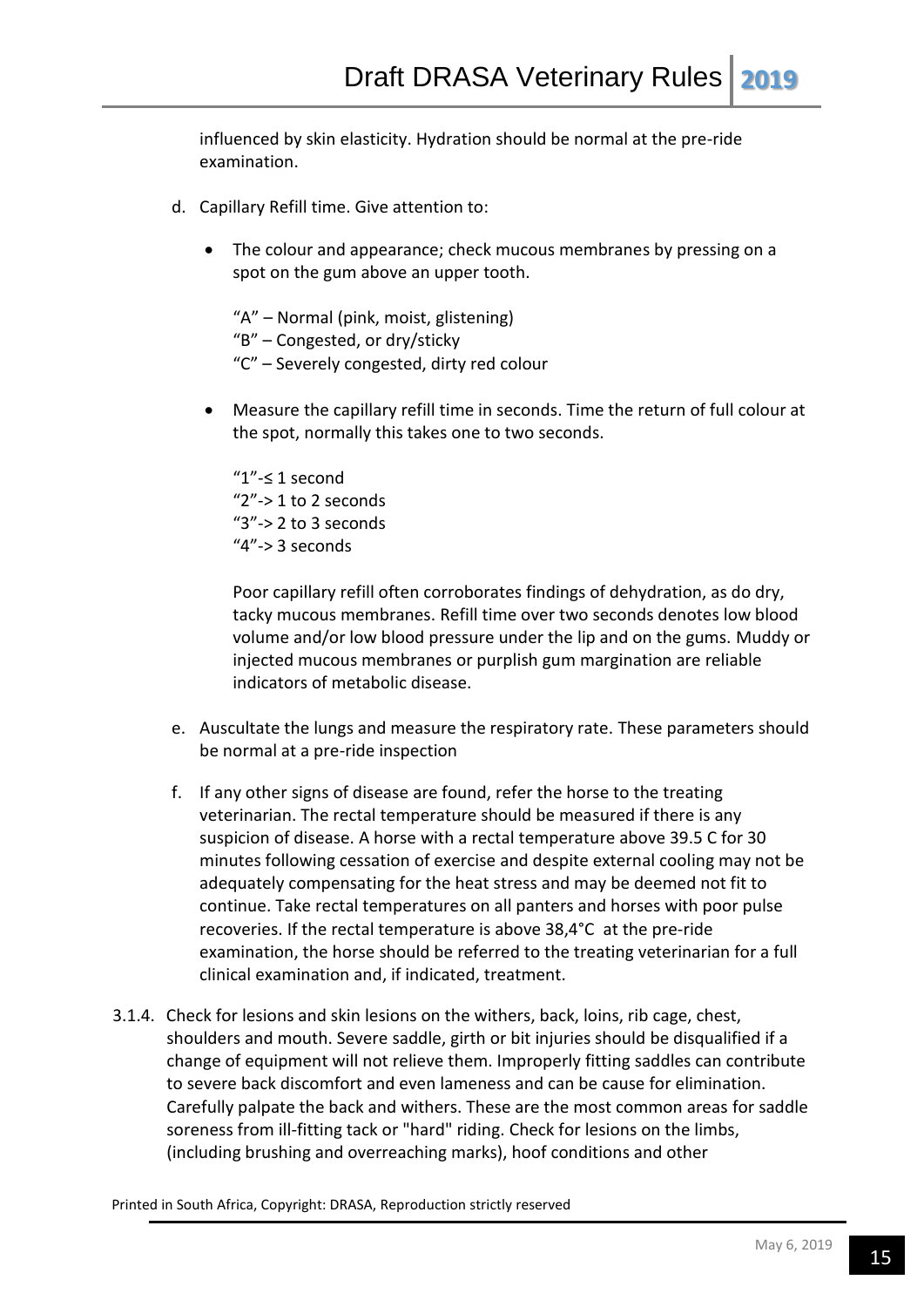influenced by skin elasticity. Hydration should be normal at the pre-ride examination.

d. Capillary Refill time. Give attention to:

- The colour and appearance; check mucous membranes by pressing on a spot on the gum above an upper tooth.

  "A" – Normal (pink, moist, glistening)
  "B" – Congested, or dry/sticky
  "C" – Severely congested, dirty red colour

- Measure the capillary refill time in seconds. Time the return of full colour at the spot, normally this takes one to two seconds.

  "1"-≤ 1 second
  "2"-> 1 to 2 seconds
  "3"-> 2 to 3 seconds
  "4"-> 3 seconds

  Poor capillary refill often corroborates findings of dehydration, as do dry, tacky mucous membranes. Refill time over two seconds denotes low blood volume and/or low blood pressure under the lip and on the gums. Muddy or injected mucous membranes or purplish gum margination are reliable indicators of metabolic disease.

e. Auscultate the lungs and measure the respiratory rate. These parameters should be normal at a pre-ride inspection

f. If any other signs of disease are found, refer the horse to the treating veterinarian. The rectal temperature should be measured if there is any suspicion of disease. A horse with a rectal temperature above 39.5 C for 30 minutes following cessation of exercise and despite external cooling may not be adequately compensating for the heat stress and may be deemed not fit to continue. Take rectal temperatures on all panters and horses with poor pulse recoveries. If the rectal temperature is above 38,4°C at the pre-ride examination, the horse should be referred to the treating veterinarian for a full clinical examination and, if indicated, treatment.

3.1.4. Check for lesions and skin lesions on the withers, back, loins, rib cage, chest, shoulders and mouth. Severe saddle, girth or bit injuries should be disqualified if a change of equipment will not relieve them. Improperly fitting saddles can contribute to severe back discomfort and even lameness and can be cause for elimination. Carefully palpate the back and withers. These are the most common areas for saddle soreness from ill-fitting tack or "hard" riding. Check for lesions on the limbs, (including brushing and overreaching marks), hoof conditions and other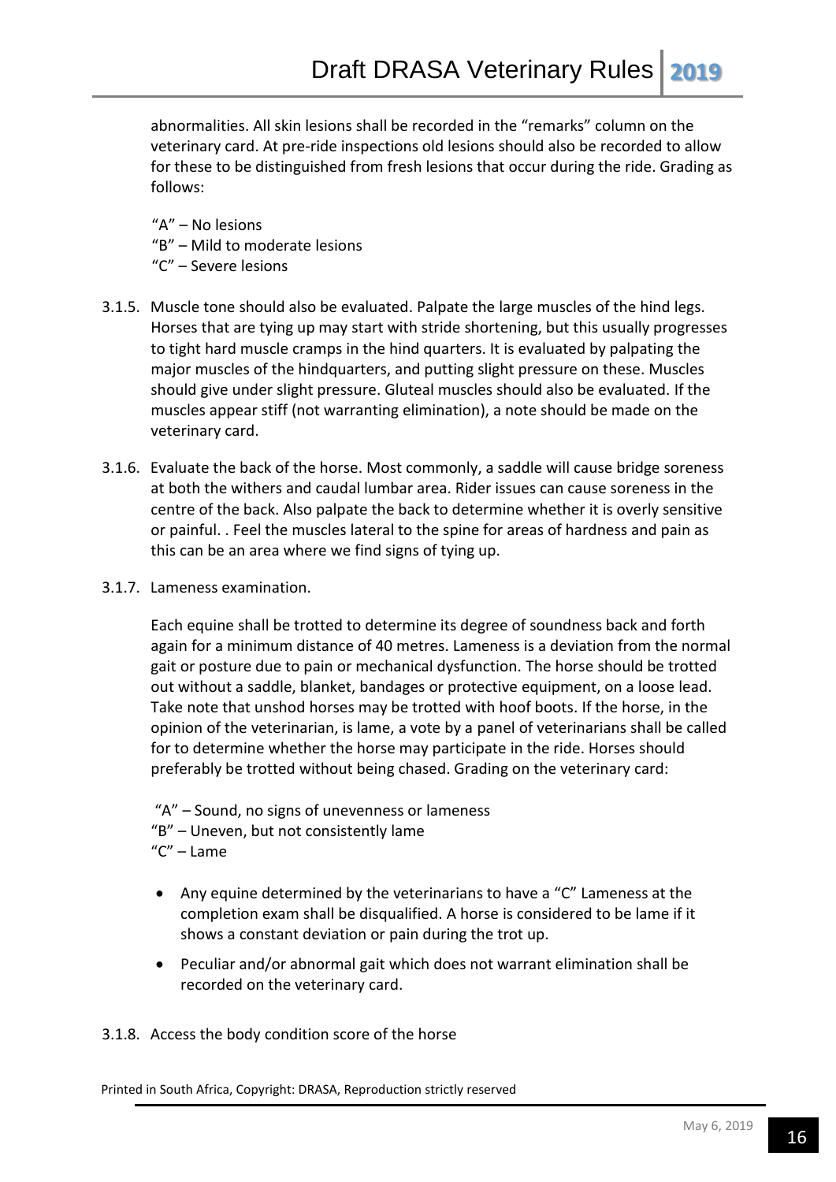abnormalities. All skin lesions shall be recorded in the "remarks" column on the veterinary card. At pre-ride inspections old lesions should also be recorded to allow for these to be distinguished from fresh lesions that occur during the ride. Grading as follows:

"A" – No lesions
"B" – Mild to moderate lesions
"C" – Severe lesions

3.1.5. Muscle tone should also be evaluated. Palpate the large muscles of the hind legs. Horses that are tying up may start with stride shortening, but this usually progresses to tight hard muscle cramps in the hind quarters. It is evaluated by palpating the major muscles of the hindquarters, and putting slight pressure on these. Muscles should give under slight pressure. Gluteal muscles should also be evaluated. If the muscles appear stiff (not warranting elimination), a note should be made on the veterinary card.

3.1.6. Evaluate the back of the horse. Most commonly, a saddle will cause bridge soreness at both the withers and caudal lumbar area. Rider issues can cause soreness in the centre of the back. Also palpate the back to determine whether it is overly sensitive or painful. . Feel the muscles lateral to the spine for areas of hardness and pain as this can be an area where we find signs of tying up.

3.1.7. Lameness examination.

Each equine shall be trotted to determine its degree of soundness back and forth again for a minimum distance of 40 metres. Lameness is a deviation from the normal gait or posture due to pain or mechanical dysfunction. The horse should be trotted out without a saddle, blanket, bandages or protective equipment, on a loose lead. Take note that unshod horses may be trotted with hoof boots. If the horse, in the opinion of the veterinarian, is lame, a vote by a panel of veterinarians shall be called for to determine whether the horse may participate in the ride. Horses should preferably be trotted without being chased. Grading on the veterinary card:

"A" – Sound, no signs of unevenness or lameness
"B" – Uneven, but not consistently lame
"C" – Lame

- Any equine determined by the veterinarians to have a "C" Lameness at the completion exam shall be disqualified. A horse is considered to be lame if it shows a constant deviation or pain during the trot up.
- Peculiar and/or abnormal gait which does not warrant elimination shall be recorded on the veterinary card.

3.1.8. Access the body condition score of the horse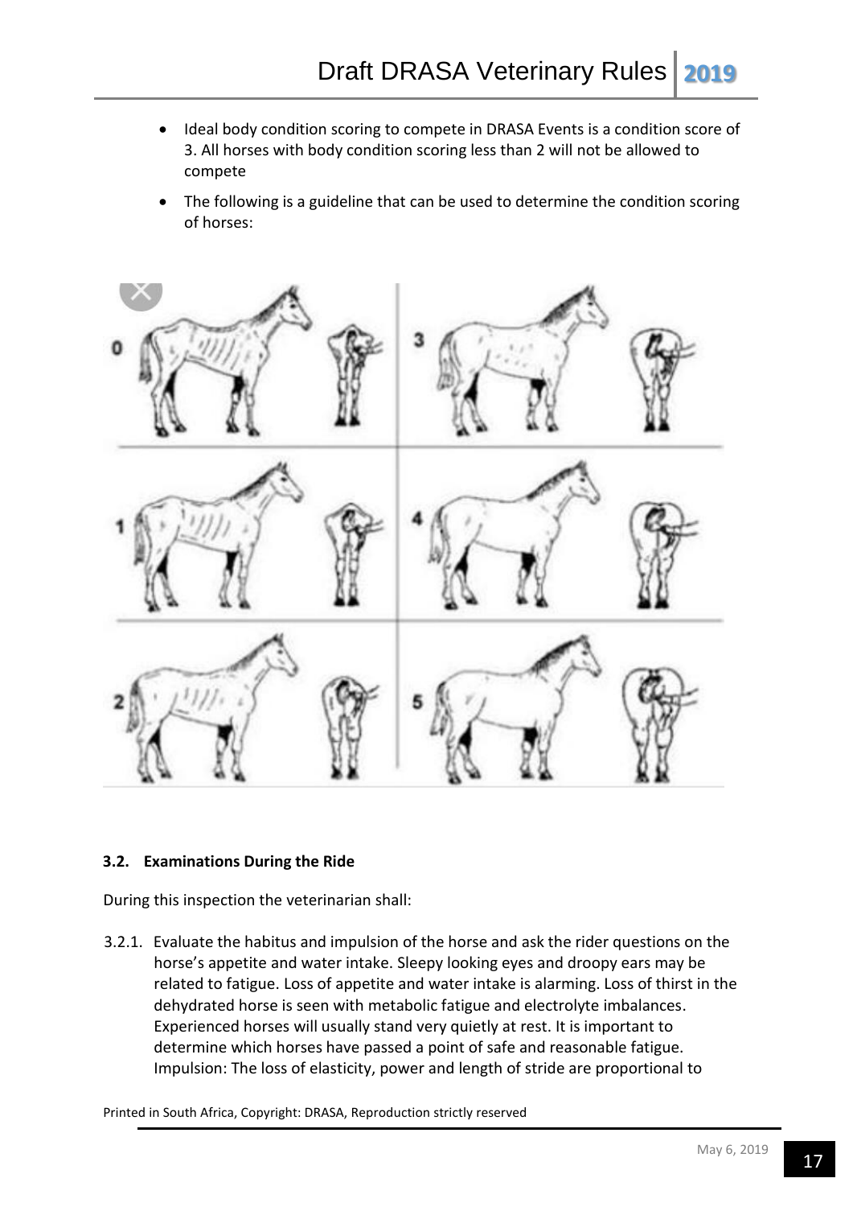- Ideal body condition scoring to compete in DRASA Events is a condition score of 3. All horses with body condition scoring less than 2 will not be allowed to compete
- The following is a guideline that can be used to determine the condition scoring of horses:

### 3.2. Examinations During the Ride

During this inspection the veterinarian shall:

3.2.1. Evaluate the habitus and impulsion of the horse and ask the rider questions on the horse's appetite and water intake. Sleepy looking eyes and droopy ears may be related to fatigue. Loss of appetite and water intake is alarming. Loss of thirst in the dehydrated horse is seen with metabolic fatigue and electrolyte imbalances. Experienced horses will usually stand very quietly at rest. It is important to determine which horses have passed a point of safe and reasonable fatigue. Impulsion: The loss of elasticity, power and length of stride are proportional to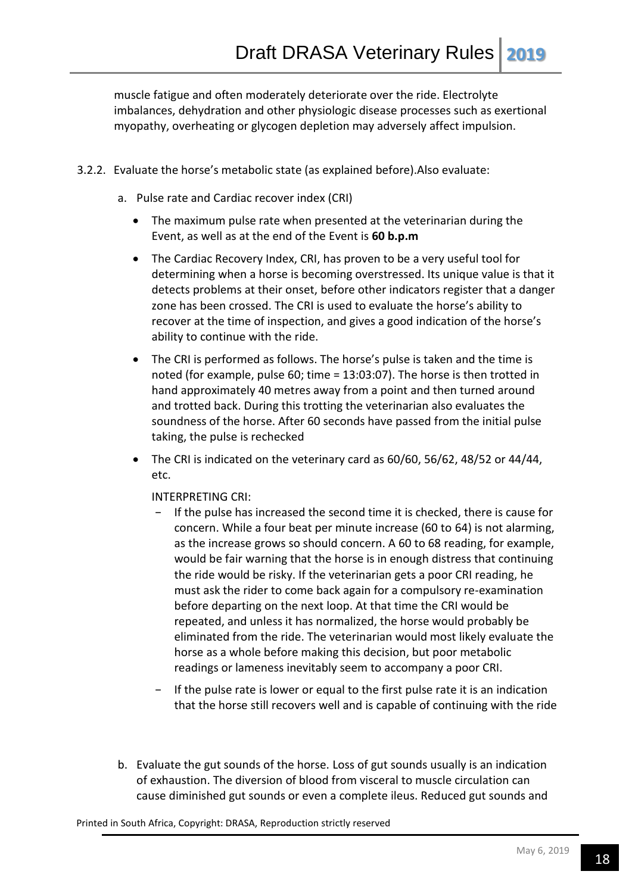muscle fatigue and often moderately deteriorate over the ride. Electrolyte imbalances, dehydration and other physiologic disease processes such as exertional myopathy, overheating or glycogen depletion may adversely affect impulsion.

3.2.2. Evaluate the horse's metabolic state (as explained before).Also evaluate:

a. Pulse rate and Cardiac recover index (CRI)

- The maximum pulse rate when presented at the veterinarian during the Event, as well as at the end of the Event is **60 b.p.m**
- The Cardiac Recovery Index, CRI, has proven to be a very useful tool for determining when a horse is becoming overstressed. Its unique value is that it detects problems at their onset, before other indicators register that a danger zone has been crossed. The CRI is used to evaluate the horse's ability to recover at the time of inspection, and gives a good indication of the horse's ability to continue with the ride.
- The CRI is performed as follows. The horse's pulse is taken and the time is noted (for example, pulse 60; time = 13:03:07). The horse is then trotted in hand approximately 40 metres away from a point and then turned around and trotted back. During this trotting the veterinarian also evaluates the soundness of the horse. After 60 seconds have passed from the initial pulse taking, the pulse is rechecked
- The CRI is indicated on the veterinary card as 60/60, 56/62, 48/52 or 44/44, etc.

  INTERPRETING CRI:

  - If the pulse has increased the second time it is checked, there is cause for concern. While a four beat per minute increase (60 to 64) is not alarming, as the increase grows so should concern. A 60 to 68 reading, for example, would be fair warning that the horse is in enough distress that continuing the ride would be risky. If the veterinarian gets a poor CRI reading, he must ask the rider to come back again for a compulsory re-examination before departing on the next loop. At that time the CRI would be repeated, and unless it has normalized, the horse would probably be eliminated from the ride. The veterinarian would most likely evaluate the horse as a whole before making this decision, but poor metabolic readings or lameness inevitably seem to accompany a poor CRI.
  - If the pulse rate is lower or equal to the first pulse rate it is an indication that the horse still recovers well and is capable of continuing with the ride

b. Evaluate the gut sounds of the horse. Loss of gut sounds usually is an indication of exhaustion. The diversion of blood from visceral to muscle circulation can cause diminished gut sounds or even a complete ileus. Reduced gut sounds and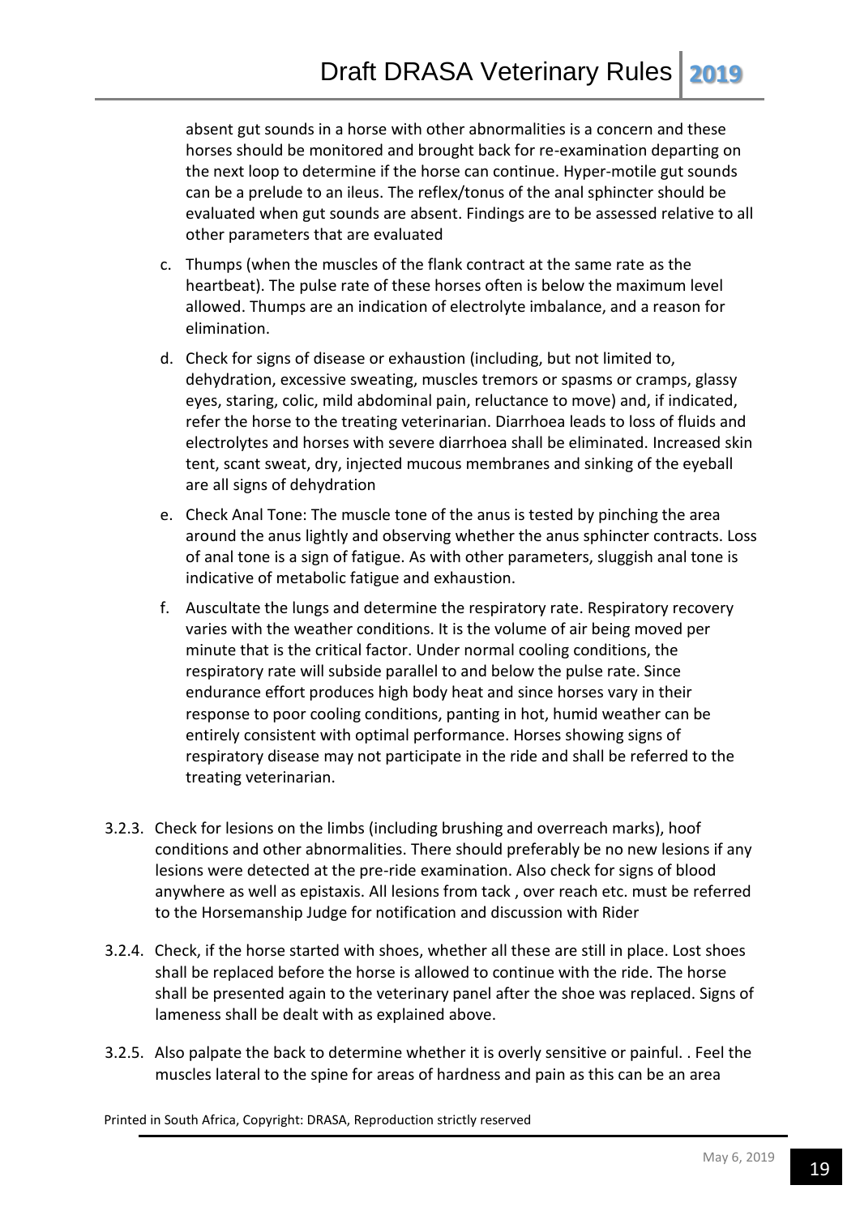absent gut sounds in a horse with other abnormalities is a concern and these horses should be monitored and brought back for re-examination departing on the next loop to determine if the horse can continue. Hyper-motile gut sounds can be a prelude to an ileus. The reflex/tonus of the anal sphincter should be evaluated when gut sounds are absent. Findings are to be assessed relative to all other parameters that are evaluated

c. Thumps (when the muscles of the flank contract at the same rate as the heartbeat). The pulse rate of these horses often is below the maximum level allowed. Thumps are an indication of electrolyte imbalance, and a reason for elimination.

d. Check for signs of disease or exhaustion (including, but not limited to, dehydration, excessive sweating, muscles tremors or spasms or cramps, glassy eyes, staring, colic, mild abdominal pain, reluctance to move) and, if indicated, refer the horse to the treating veterinarian. Diarrhoea leads to loss of fluids and electrolytes and horses with severe diarrhoea shall be eliminated. Increased skin tent, scant sweat, dry, injected mucous membranes and sinking of the eyeball are all signs of dehydration

e. Check Anal Tone: The muscle tone of the anus is tested by pinching the area around the anus lightly and observing whether the anus sphincter contracts. Loss of anal tone is a sign of fatigue. As with other parameters, sluggish anal tone is indicative of metabolic fatigue and exhaustion.

f. Auscultate the lungs and determine the respiratory rate. Respiratory recovery varies with the weather conditions. It is the volume of air being moved per minute that is the critical factor. Under normal cooling conditions, the respiratory rate will subside parallel to and below the pulse rate. Since endurance effort produces high body heat and since horses vary in their response to poor cooling conditions, panting in hot, humid weather can be entirely consistent with optimal performance. Horses showing signs of respiratory disease may not participate in the ride and shall be referred to the treating veterinarian.

3.2.3. Check for lesions on the limbs (including brushing and overreach marks), hoof conditions and other abnormalities. There should preferably be no new lesions if any lesions were detected at the pre-ride examination. Also check for signs of blood anywhere as well as epistaxis. All lesions from tack , over reach etc. must be referred to the Horsemanship Judge for notification and discussion with Rider

3.2.4. Check, if the horse started with shoes, whether all these are still in place. Lost shoes shall be replaced before the horse is allowed to continue with the ride. The horse shall be presented again to the veterinary panel after the shoe was replaced. Signs of lameness shall be dealt with as explained above.

3.2.5. Also palpate the back to determine whether it is overly sensitive or painful. . Feel the muscles lateral to the spine for areas of hardness and pain as this can be an area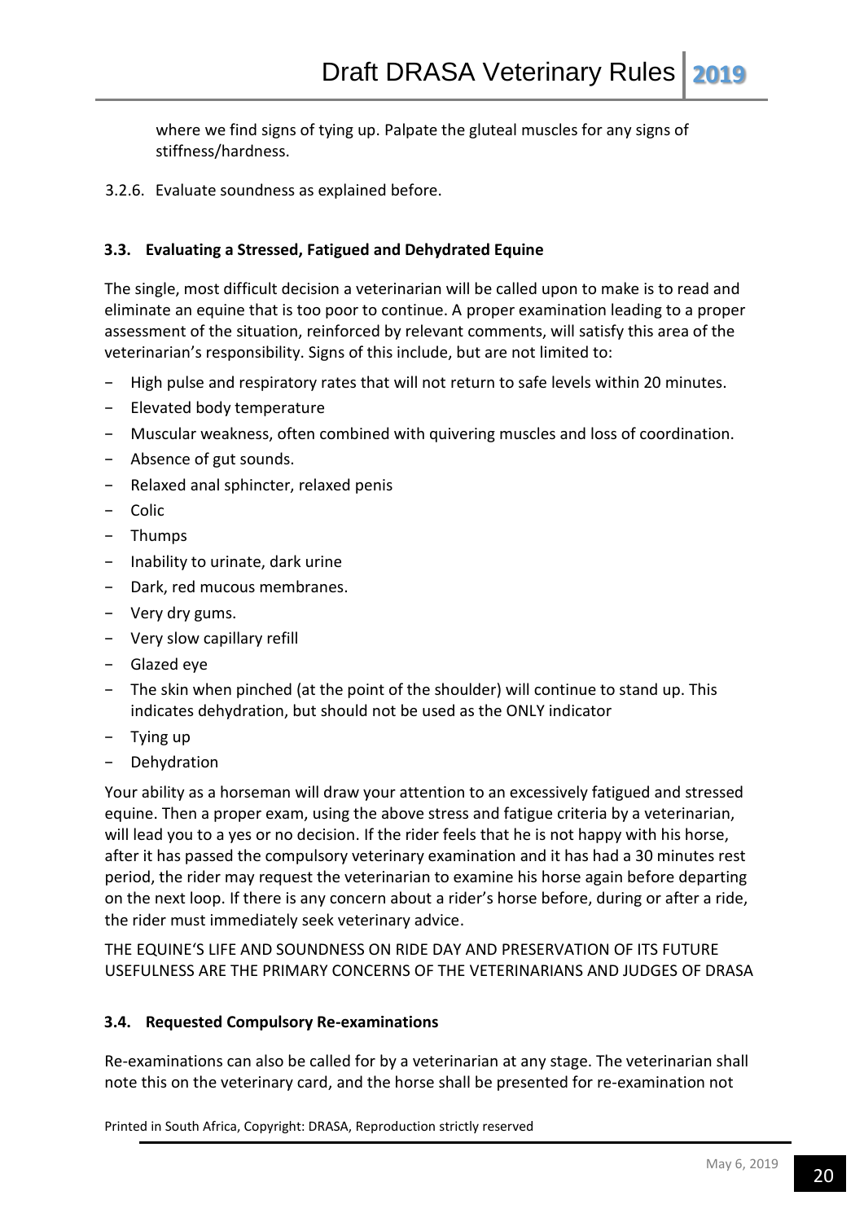where we find signs of tying up. Palpate the gluteal muscles for any signs of stiffness/hardness.

3.2.6. Evaluate soundness as explained before.

### 3.3. Evaluating a Stressed, Fatigued and Dehydrated Equine

The single, most difficult decision a veterinarian will be called upon to make is to read and eliminate an equine that is too poor to continue. A proper examination leading to a proper assessment of the situation, reinforced by relevant comments, will satisfy this area of the veterinarian's responsibility. Signs of this include, but are not limited to:

- High pulse and respiratory rates that will not return to safe levels within 20 minutes.
- Elevated body temperature
- Muscular weakness, often combined with quivering muscles and loss of coordination.
- Absence of gut sounds.
- Relaxed anal sphincter, relaxed penis
- Colic
- Thumps
- Inability to urinate, dark urine
- Dark, red mucous membranes.
- Very dry gums.
- Very slow capillary refill
- Glazed eye
- The skin when pinched (at the point of the shoulder) will continue to stand up. This indicates dehydration, but should not be used as the ONLY indicator
- Tying up
- Dehydration

Your ability as a horseman will draw your attention to an excessively fatigued and stressed equine. Then a proper exam, using the above stress and fatigue criteria by a veterinarian, will lead you to a yes or no decision. If the rider feels that he is not happy with his horse, after it has passed the compulsory veterinary examination and it has had a 30 minutes rest period, the rider may request the veterinarian to examine his horse again before departing on the next loop. If there is any concern about a rider's horse before, during or after a ride, the rider must immediately seek veterinary advice.

THE EQUINE'S LIFE AND SOUNDNESS ON RIDE DAY AND PRESERVATION OF ITS FUTURE USEFULNESS ARE THE PRIMARY CONCERNS OF THE VETERINARIANS AND JUDGES OF DRASA

### 3.4. Requested Compulsory Re-examinations

Re-examinations can also be called for by a veterinarian at any stage. The veterinarian shall note this on the veterinary card, and the horse shall be presented for re-examination not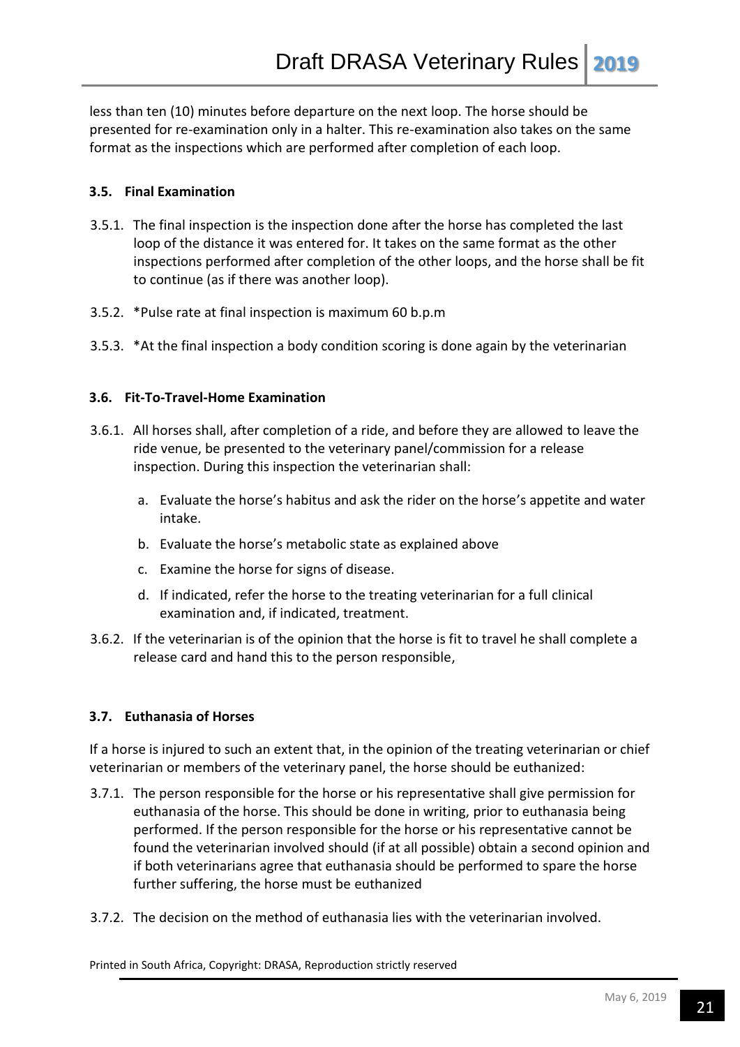less than ten (10) minutes before departure on the next loop. The horse should be presented for re-examination only in a halter. This re-examination also takes on the same format as the inspections which are performed after completion of each loop.

### 3.5. Final Examination

3.5.1. The final inspection is the inspection done after the horse has completed the last loop of the distance it was entered for. It takes on the same format as the other inspections performed after completion of the other loops, and the horse shall be fit to continue (as if there was another loop).

3.5.2. *Pulse rate at final inspection is maximum 60 b.p.m

3.5.3. *At the final inspection a body condition scoring is done again by the veterinarian

### 3.6. Fit-To-Travel-Home Examination

3.6.1. All horses shall, after completion of a ride, and before they are allowed to leave the ride venue, be presented to the veterinary panel/commission for a release inspection. During this inspection the veterinarian shall:

a. Evaluate the horse's habitus and ask the rider on the horse's appetite and water intake.

b. Evaluate the horse's metabolic state as explained above

c. Examine the horse for signs of disease.

d. If indicated, refer the horse to the treating veterinarian for a full clinical examination and, if indicated, treatment.

3.6.2. If the veterinarian is of the opinion that the horse is fit to travel he shall complete a release card and hand this to the person responsible,

### 3.7. Euthanasia of Horses

If a horse is injured to such an extent that, in the opinion of the treating veterinarian or chief veterinarian or members of the veterinary panel, the horse should be euthanized:

3.7.1. The person responsible for the horse or his representative shall give permission for euthanasia of the horse. This should be done in writing, prior to euthanasia being performed. If the person responsible for the horse or his representative cannot be found the veterinarian involved should (if at all possible) obtain a second opinion and if both veterinarians agree that euthanasia should be performed to spare the horse further suffering, the horse must be euthanized

3.7.2. The decision on the method of euthanasia lies with the veterinarian involved.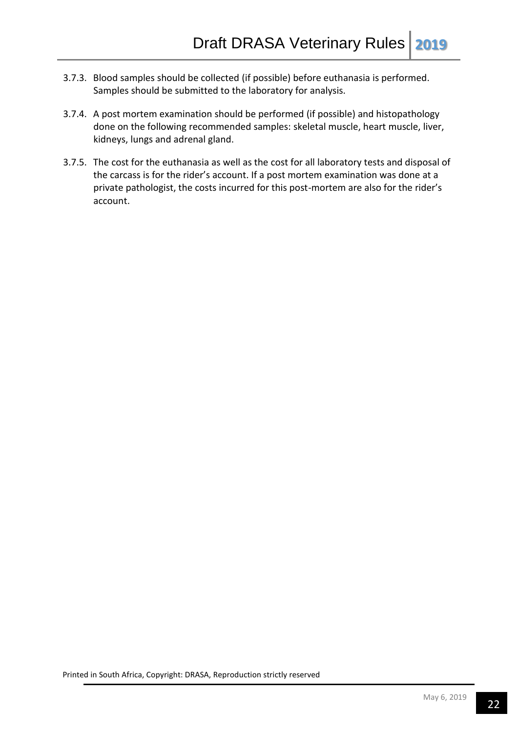3.7.3. Blood samples should be collected (if possible) before euthanasia is performed. Samples should be submitted to the laboratory for analysis.

3.7.4. A post mortem examination should be performed (if possible) and histopathology done on the following recommended samples: skeletal muscle, heart muscle, liver, kidneys, lungs and adrenal gland.

3.7.5. The cost for the euthanasia as well as the cost for all laboratory tests and disposal of the carcass is for the rider's account. If a post mortem examination was done at a private pathologist, the costs incurred for this post-mortem are also for the rider's account.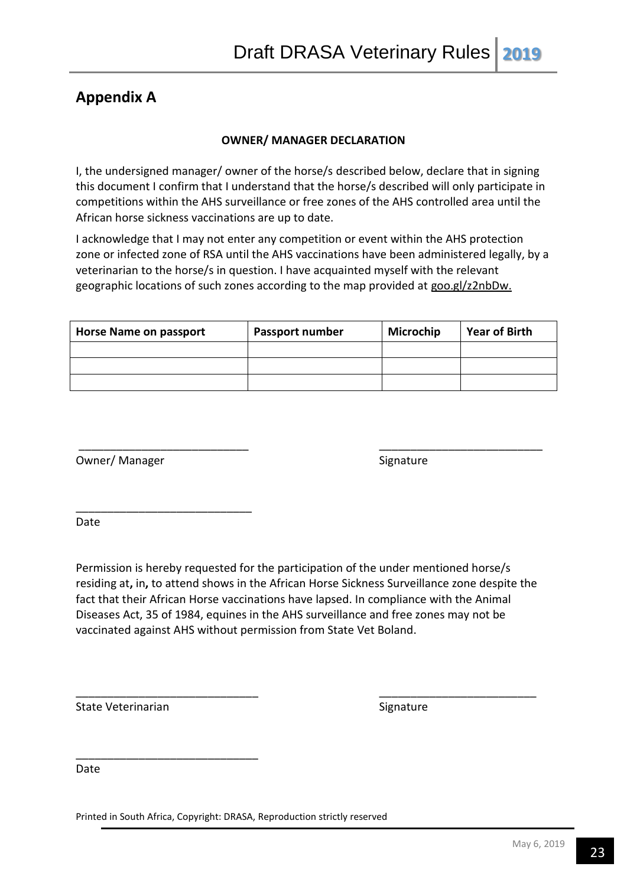## Appendix A

**OWNER/ MANAGER DECLARATION**

I, the undersigned manager/ owner of the horse/s described below, declare that in signing this document I confirm that I understand that the horse/s described will only participate in competitions within the AHS surveillance or free zones of the AHS controlled area until the African horse sickness vaccinations are up to date.

I acknowledge that I may not enter any competition or event within the AHS protection zone or infected zone of RSA until the AHS vaccinations have been administered legally, by a veterinarian to the horse/s in question. I have acquainted myself with the relevant geographic locations of such zones according to the map provided at goo.gl/z2nbDw.

| Horse Name on passport | Passport number | Microchip | Year of Birth |
|---|---|---|---|
| | | | |
| | | | |
| | | | |

___________________________ ___________________________

Owner/ Manager Signature

___________________________

Date

Permission is hereby requested for the participation of the under mentioned horse/s residing at**,** in**,** to attend shows in the African Horse Sickness Surveillance zone despite the fact that their African Horse vaccinations have lapsed. In compliance with the Animal Diseases Act, 35 of 1984, equines in the AHS surveillance and free zones may not be vaccinated against AHS without permission from State Vet Boland.

___________________________ ___________________________

State Veterinarian Signature

___________________________

Date

Printed in South Africa, Copyright: DRASA, Reproduction strictly reserved